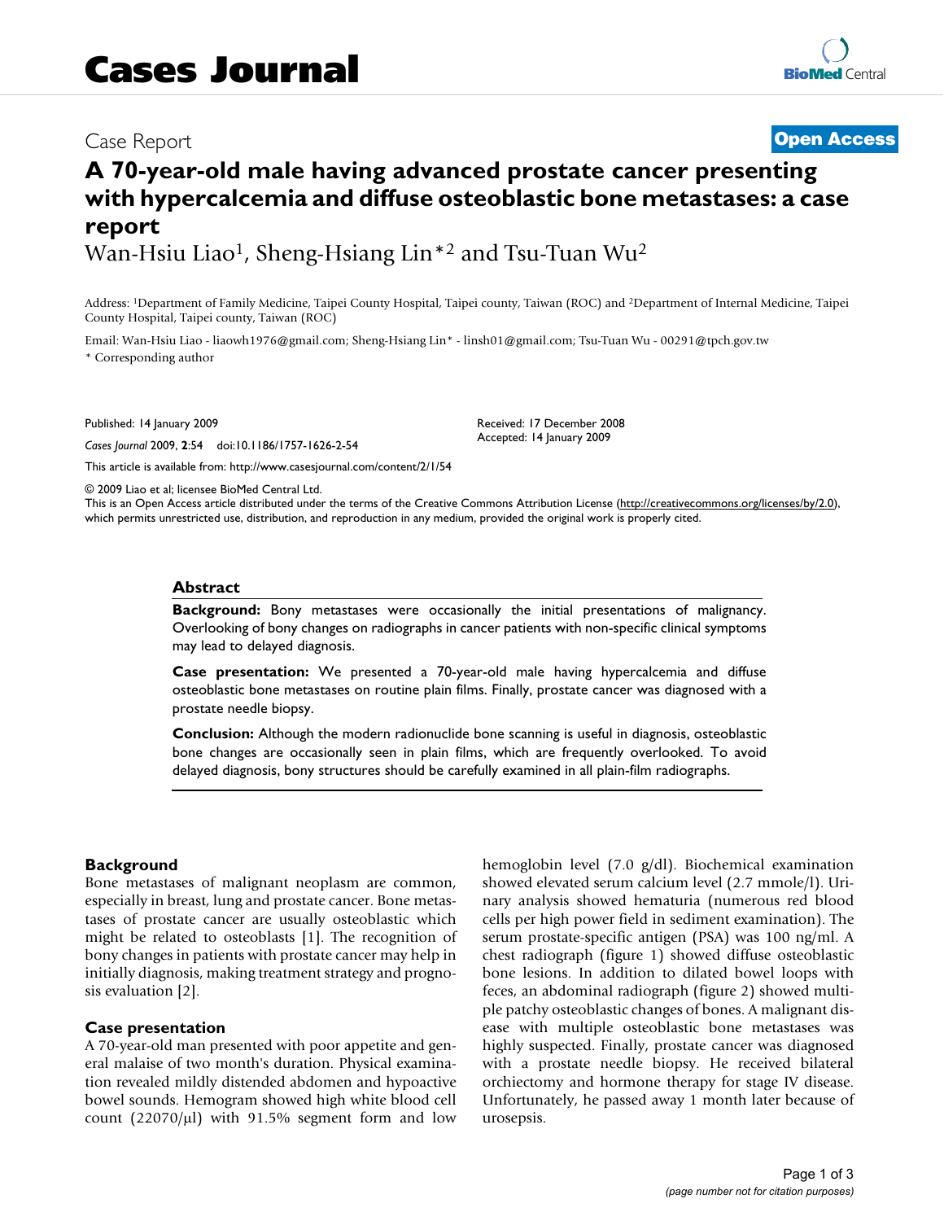# Cases Journal

Case Report

**Open Access**

# A 70-year-old male having advanced prostate cancer presenting with hypercalcemia and diffuse osteoblastic bone metastases: a case report

Wan-Hsiu Liao[1], Sheng-Hsiang Lin*[2] and Tsu-Tuan Wu[2]

Address: [1]Department of Family Medicine, Taipei County Hospital, Taipei county, Taiwan (ROC) and [2]Department of Internal Medicine, Taipei County Hospital, Taipei county, Taiwan (ROC)

Email: Wan-Hsiu Liao - liaowh1976@gmail.com; Sheng-Hsiang Lin* - linsh01@gmail.com; Tsu-Tuan Wu - 00291@tpch.gov.tw

* Corresponding author

Published: 14 January 2009

*Cases Journal* 2009, **2**:54 doi:10.1186/1757-1626-2-54

Received: 17 December 2008

Accepted: 14 January 2009

This article is available from: http://www.casesjournal.com/content/2/1/54

© 2009 Liao et al; licensee BioMed Central Ltd.

This is an Open Access article distributed under the terms of the Creative Commons Attribution License (http://creativecommons.org/licenses/by/2.0), which permits unrestricted use, distribution, and reproduction in any medium, provided the original work is properly cited.

## Abstract

**Background:** Bony metastases were occasionally the initial presentations of malignancy. Overlooking of bony changes on radiographs in cancer patients with non-specific clinical symptoms may lead to delayed diagnosis.

**Case presentation:** We presented a 70-year-old male having hypercalcemia and diffuse osteoblastic bone metastases on routine plain films. Finally, prostate cancer was diagnosed with a prostate needle biopsy.

**Conclusion:** Although the modern radionuclide bone scanning is useful in diagnosis, osteoblastic bone changes are occasionally seen in plain films, which are frequently overlooked. To avoid delayed diagnosis, bony structures should be carefully examined in all plain-film radiographs.

## Background

Bone metastases of malignant neoplasm are common, especially in breast, lung and prostate cancer. Bone metastases of prostate cancer are usually osteoblastic which might be related to osteoblasts [1]. The recognition of bony changes in patients with prostate cancer may help in initially diagnosis, making treatment strategy and prognosis evaluation [2].

## Case presentation

A 70-year-old man presented with poor appetite and general malaise of two month's duration. Physical examination revealed mildly distended abdomen and hypoactive bowel sounds. Hemogram showed high white blood cell count (22070/μl) with 91.5% segment form and low hemoglobin level (7.0 g/dl). Biochemical examination showed elevated serum calcium level (2.7 mmole/l). Urinary analysis showed hematuria (numerous red blood cells per high power field in sediment examination). The serum prostate-specific antigen (PSA) was 100 ng/ml. A chest radiograph (figure 1) showed diffuse osteoblastic bone lesions. In addition to dilated bowel loops with feces, an abdominal radiograph (figure 2) showed multiple patchy osteoblastic changes of bones. A malignant disease with multiple osteoblastic bone metastases was highly suspected. Finally, prostate cancer was diagnosed with a prostate needle biopsy. He received bilateral orchiectomy and hormone therapy for stage IV disease. Unfortunately, he passed away 1 month later because of urosepsis.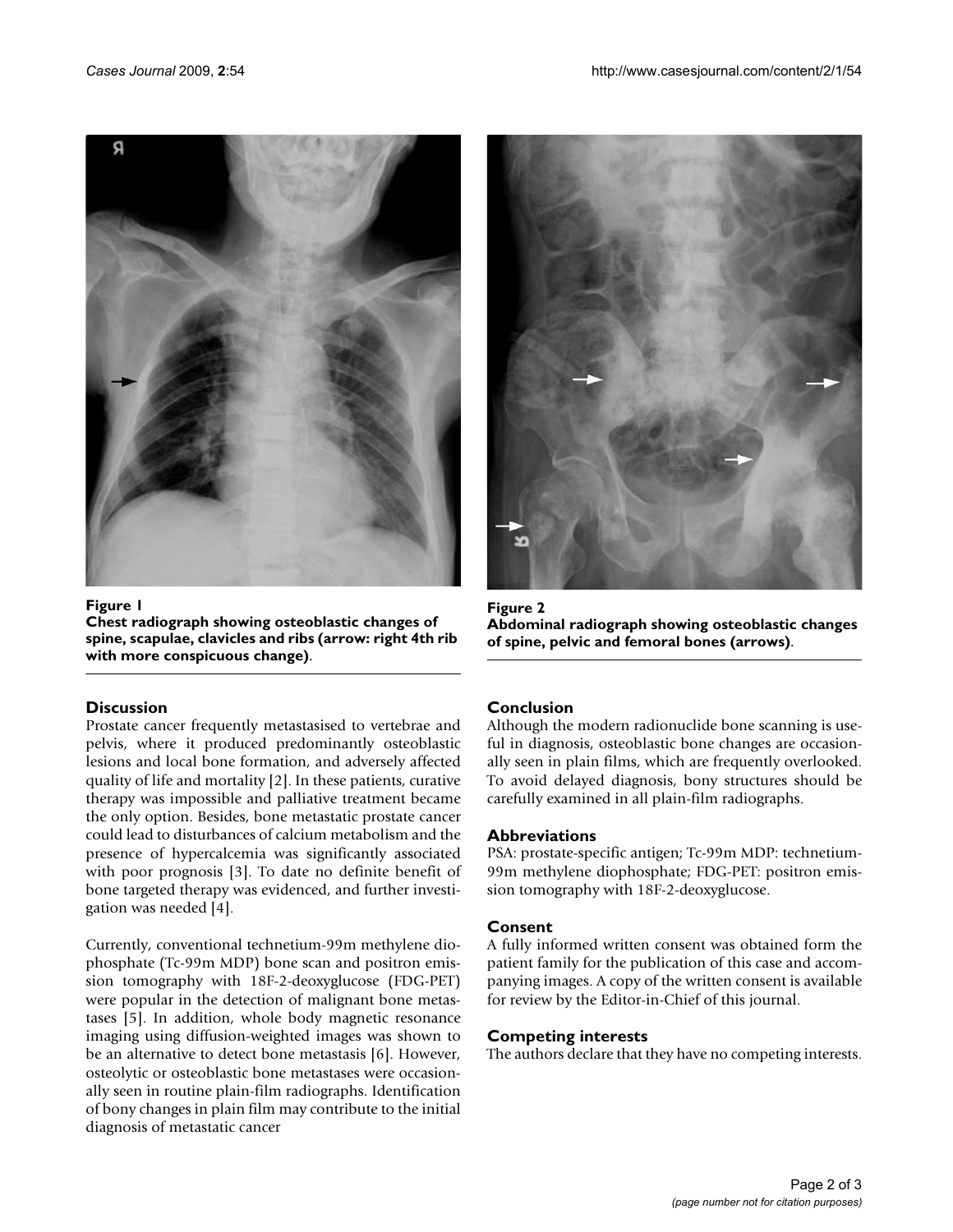**Figure 1**
**Chest radiograph showing osteoblastic changes of spine, scapulae, clavicles and ribs (arrow: right 4th rib with more conspicuous change).**

**Figure 2**
**Abdominal radiograph showing osteoblastic changes of spine, pelvic and femoral bones (arrows).**

## Discussion

Prostate cancer frequently metastasised to vertebrae and pelvis, where it produced predominantly osteoblastic lesions and local bone formation, and adversely affected quality of life and mortality [2]. In these patients, curative therapy was impossible and palliative treatment became the only option. Besides, bone metastatic prostate cancer could lead to disturbances of calcium metabolism and the presence of hypercalcemia was significantly associated with poor prognosis [3]. To date no definite benefit of bone targeted therapy was evidenced, and further investigation was needed [4].

Currently, conventional technetium-99m methylene diophosphate (Tc-99m MDP) bone scan and positron emission tomography with 18F-2-deoxyglucose (FDG-PET) were popular in the detection of malignant bone metastases [5]. In addition, whole body magnetic resonance imaging using diffusion-weighted images was shown to be an alternative to detect bone metastasis [6]. However, osteolytic or osteoblastic bone metastases were occasionally seen in routine plain-film radiographs. Identification of bony changes in plain film may contribute to the initial diagnosis of metastatic cancer

## Conclusion

Although the modern radionuclide bone scanning is useful in diagnosis, osteoblastic bone changes are occasionally seen in plain films, which are frequently overlooked. To avoid delayed diagnosis, bony structures should be carefully examined in all plain-film radiographs.

## Abbreviations

PSA: prostate-specific antigen; Tc-99m MDP: technetium-99m methylene diophosphate; FDG-PET: positron emission tomography with 18F-2-deoxyglucose.

## Consent

A fully informed written consent was obtained form the patient family for the publication of this case and accompanying images. A copy of the written consent is available for review by the Editor-in-Chief of this journal.

## Competing interests

The authors declare that they have no competing interests.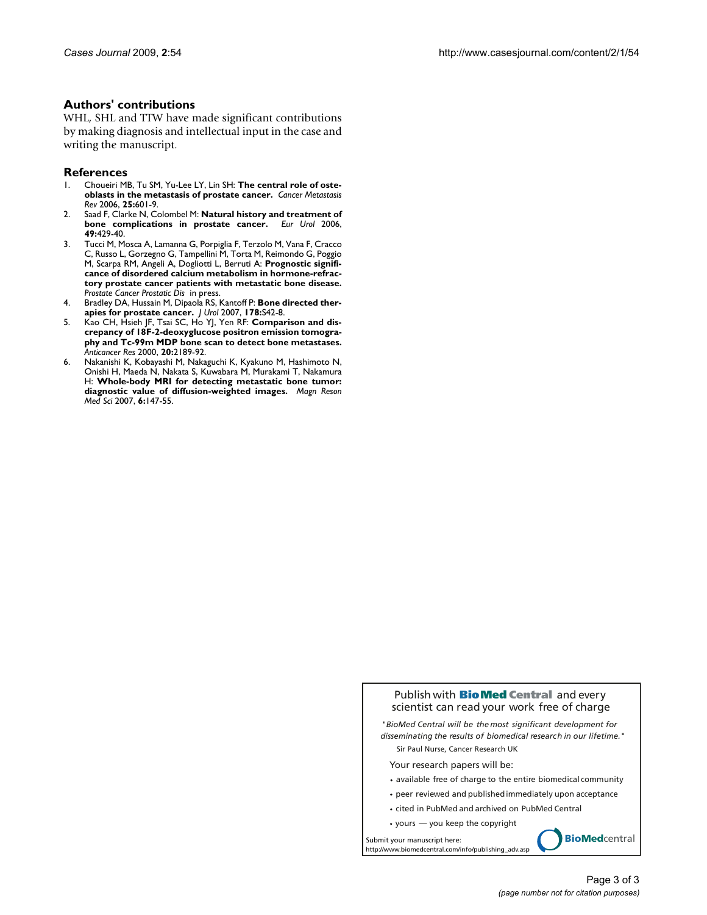## Authors' contributions

WHL, SHL and TTW have made significant contributions by making diagnosis and intellectual input in the case and writing the manuscript.

## References

1. Choueiri MB, Tu SM, Yu-Lee LY, Lin SH: **The central role of osteoblasts in the metastasis of prostate cancer.** *Cancer Metastasis Rev* 2006, **25:**601-9.
2. Saad F, Clarke N, Colombel M: **Natural history and treatment of bone complications in prostate cancer.** *Eur Urol* 2006, **49:**429-40.
3. Tucci M, Mosca A, Lamanna G, Porpiglia F, Terzolo M, Vana F, Cracco C, Russo L, Gorzegno G, Tampellini M, Torta M, Reimondo G, Poggio M, Scarpa RM, Angeli A, Dogliotti L, Berruti A: **Prognostic significance of disordered calcium metabolism in hormone-refractory prostate cancer patients with metastatic bone disease.** *Prostate Cancer Prostatic Dis* in press.
4. Bradley DA, Hussain M, Dipaola RS, Kantoff P: **Bone directed therapies for prostate cancer.** *J Urol* 2007, **178:**S42-8.
5. Kao CH, Hsieh JF, Tsai SC, Ho YJ, Yen RF: **Comparison and discrepancy of 18F-2-deoxyglucose positron emission tomography and Tc-99m MDP bone scan to detect bone metastases.** *Anticancer Res* 2000, **20:**2189-92.
6. Nakanishi K, Kobayashi M, Nakaguchi K, Kyakuno M, Hashimoto N, Onishi H, Maeda N, Nakata S, Kuwabara M, Murakami T, Nakamura H: **Whole-body MRI for detecting metastatic bone tumor: diagnostic value of diffusion-weighted images.** *Magn Reson Med Sci* 2007, **6:**147-55.

Publish with **BioMed Central** and every scientist can read your work free of charge

*"BioMed Central will be the most significant development for disseminating the results of biomedical research in our lifetime."*
Sir Paul Nurse, Cancer Research UK

Your research papers will be:

- available free of charge to the entire biomedical community
- peer reviewed and published immediately upon acceptance
- cited in PubMed and archived on PubMed Central
- yours — you keep the copyright

Submit your manuscript here:
http://www.biomedcentral.com/info/publishing_adv.asp

**BioMed**central